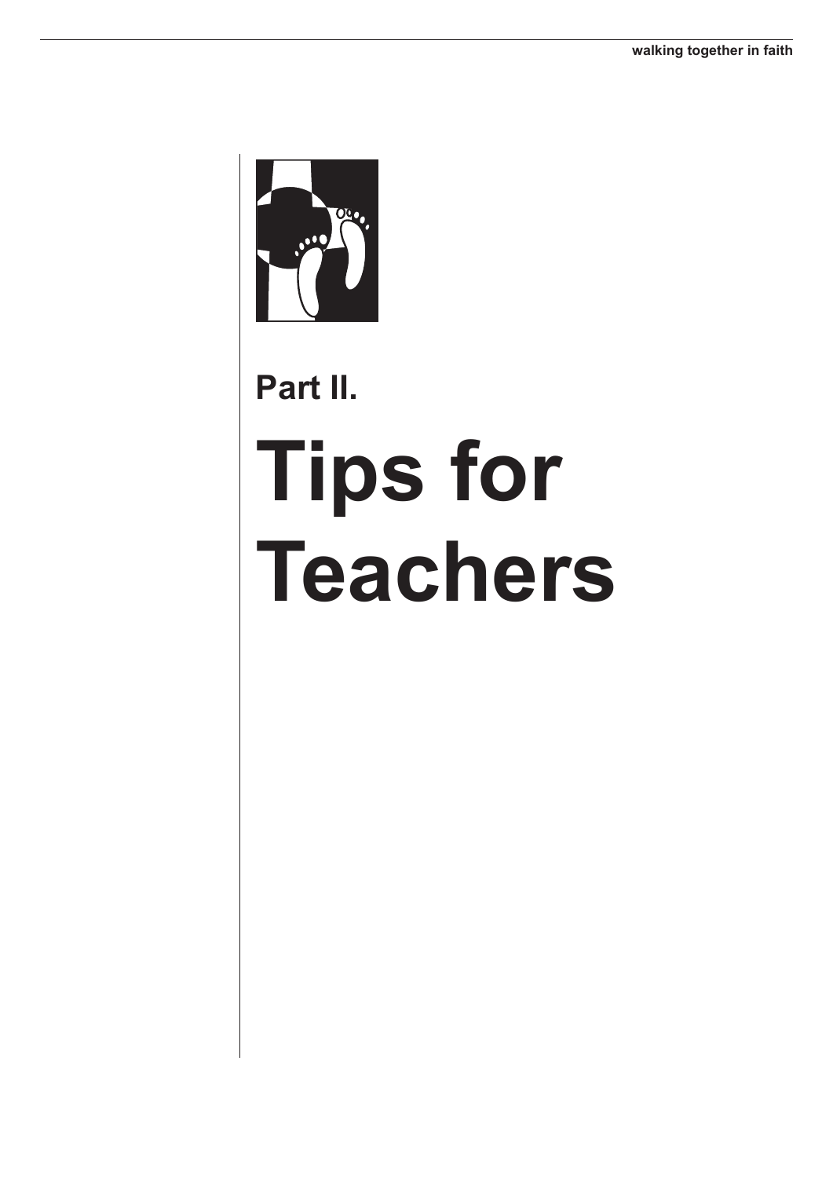## Part II.

# Tips for Teachers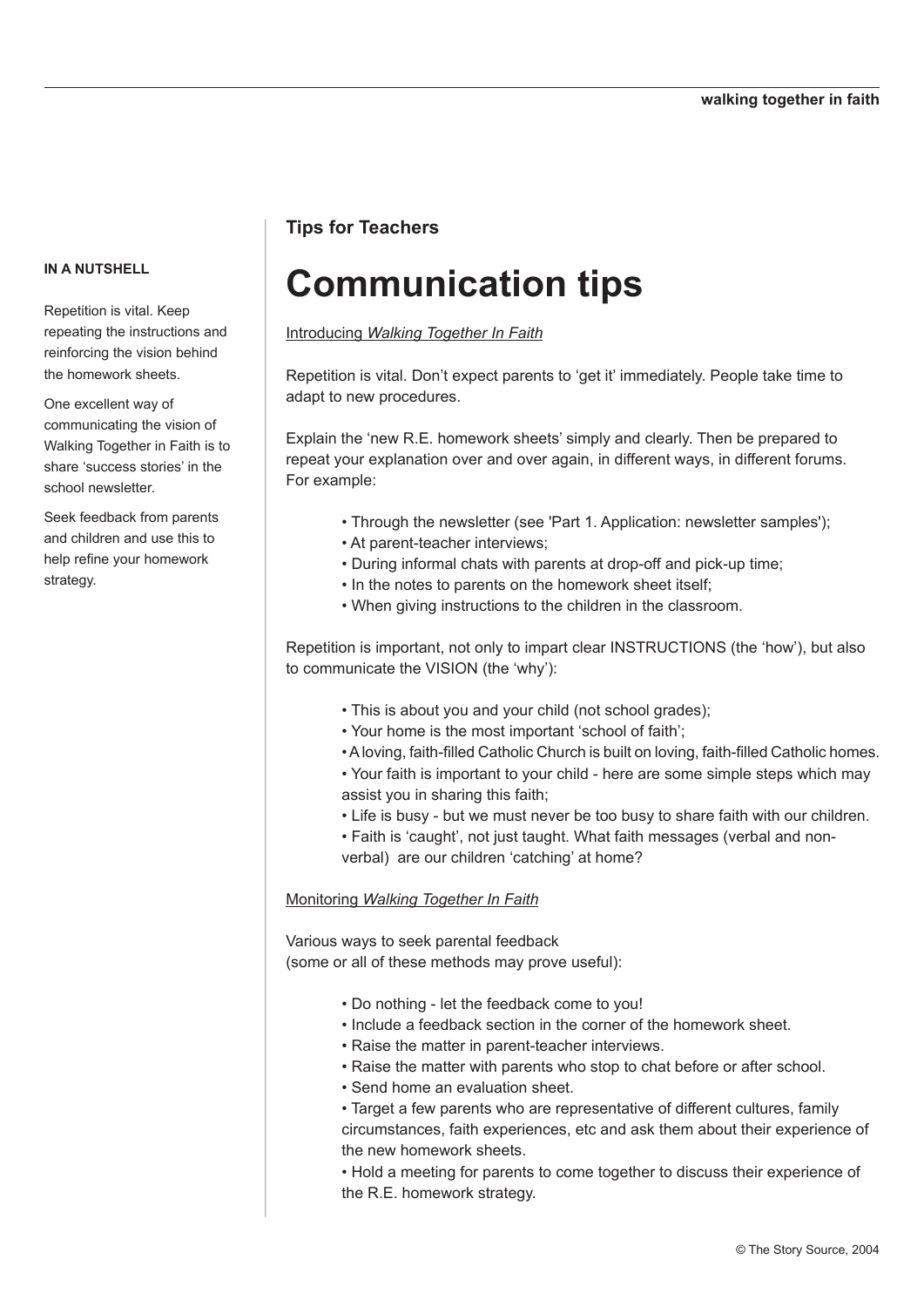**IN A NUTSHELL**

Repetition is vital. Keep repeating the instructions and reinforcing the vision behind the homework sheets.

One excellent way of communicating the vision of Walking Together in Faith is to share 'success stories' in the school newsletter.

Seek feedback from parents and children and use this to help refine your homework strategy.

### Tips for Teachers

# Communication tips

Introducing *Walking Together In Faith*

Repetition is vital. Don't expect parents to 'get it' immediately. People take time to adapt to new procedures.

Explain the 'new R.E. homework sheets' simply and clearly. Then be prepared to repeat your explanation over and over again, in different ways, in different forums. For example:

- Through the newsletter (see 'Part 1. Application: newsletter samples');
- At parent-teacher interviews;
- During informal chats with parents at drop-off and pick-up time;
- In the notes to parents on the homework sheet itself;
- When giving instructions to the children in the classroom.

Repetition is important, not only to impart clear INSTRUCTIONS (the 'how'), but also to communicate the VISION (the 'why'):

- This is about you and your child (not school grades);
- Your home is the most important 'school of faith';
- A loving, faith-filled Catholic Church is built on loving, faith-filled Catholic homes.
- Your faith is important to your child - here are some simple steps which may assist you in sharing this faith;
- Life is busy - but we must never be too busy to share faith with our children.
- Faith is 'caught', not just taught. What faith messages (verbal and non-verbal) are our children 'catching' at home?

Monitoring *Walking Together In Faith*

Various ways to seek parental feedback
(some or all of these methods may prove useful):

- Do nothing - let the feedback come to you!
- Include a feedback section in the corner of the homework sheet.
- Raise the matter in parent-teacher interviews.
- Raise the matter with parents who stop to chat before or after school.
- Send home an evaluation sheet.
- Target a few parents who are representative of different cultures, family circumstances, faith experiences, etc and ask them about their experience of the new homework sheets.
- Hold a meeting for parents to come together to discuss their experience of the R.E. homework strategy.

© The Story Source, 2004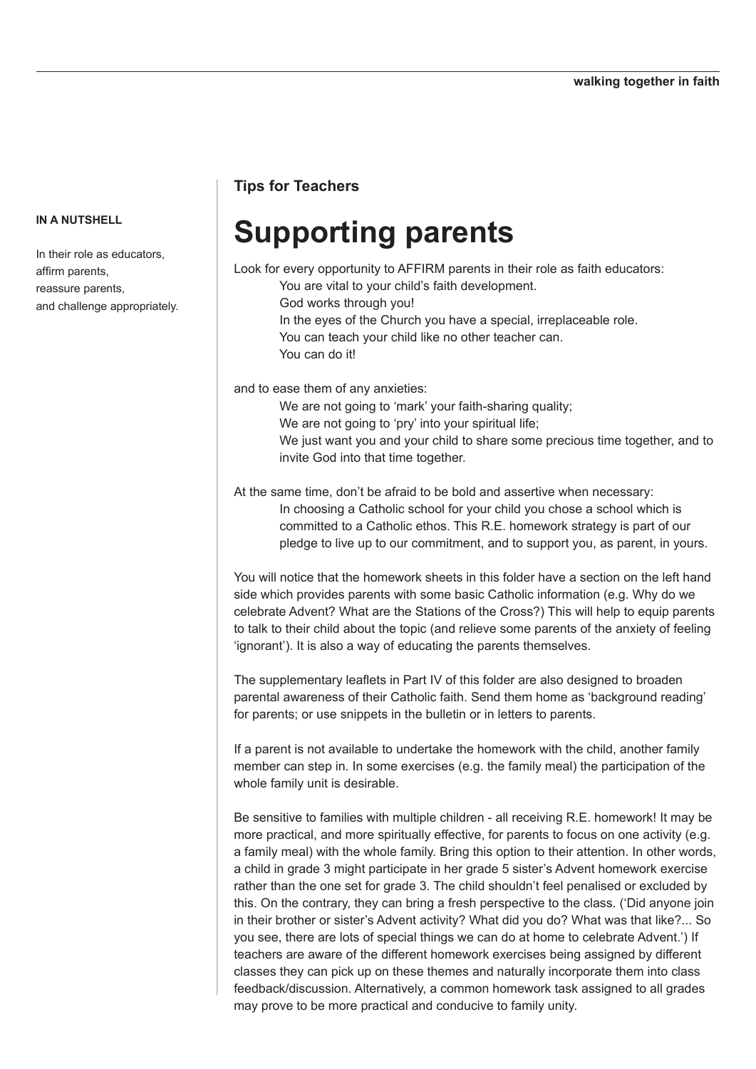**IN A NUTSHELL**

In their role as educators,
affirm parents,
reassure parents,
and challenge appropriately.

**Tips for Teachers**

# Supporting parents

Look for every opportunity to AFFIRM parents in their role as faith educators:

> You are vital to your child's faith development.
> God works through you!
> In the eyes of the Church you have a special, irreplaceable role.
> You can teach your child like no other teacher can.
> You can do it!

and to ease them of any anxieties:

> We are not going to 'mark' your faith-sharing quality;
> We are not going to 'pry' into your spiritual life;
> We just want you and your child to share some precious time together, and to invite God into that time together.

At the same time, don't be afraid to be bold and assertive when necessary:

> In choosing a Catholic school for your child you chose a school which is committed to a Catholic ethos. This R.E. homework strategy is part of our pledge to live up to our commitment, and to support you, as parent, in yours.

You will notice that the homework sheets in this folder have a section on the left hand side which provides parents with some basic Catholic information (e.g. Why do we celebrate Advent? What are the Stations of the Cross?) This will help to equip parents to talk to their child about the topic (and relieve some parents of the anxiety of feeling 'ignorant'). It is also a way of educating the parents themselves.

The supplementary leaflets in Part IV of this folder are also designed to broaden parental awareness of their Catholic faith. Send them home as 'background reading' for parents; or use snippets in the bulletin or in letters to parents.

If a parent is not available to undertake the homework with the child, another family member can step in. In some exercises (e.g. the family meal) the participation of the whole family unit is desirable.

Be sensitive to families with multiple children - all receiving R.E. homework! It may be more practical, and more spiritually effective, for parents to focus on one activity (e.g. a family meal) with the whole family. Bring this option to their attention. In other words, a child in grade 3 might participate in her grade 5 sister's Advent homework exercise rather than the one set for grade 3. The child shouldn't feel penalised or excluded by this. On the contrary, they can bring a fresh perspective to the class. ('Did anyone join in their brother or sister's Advent activity? What did you do? What was that like?... So you see, there are lots of special things we can do at home to celebrate Advent.') If teachers are aware of the different homework exercises being assigned by different classes they can pick up on these themes and naturally incorporate them into class feedback/discussion. Alternatively, a common homework task assigned to all grades may prove to be more practical and conducive to family unity.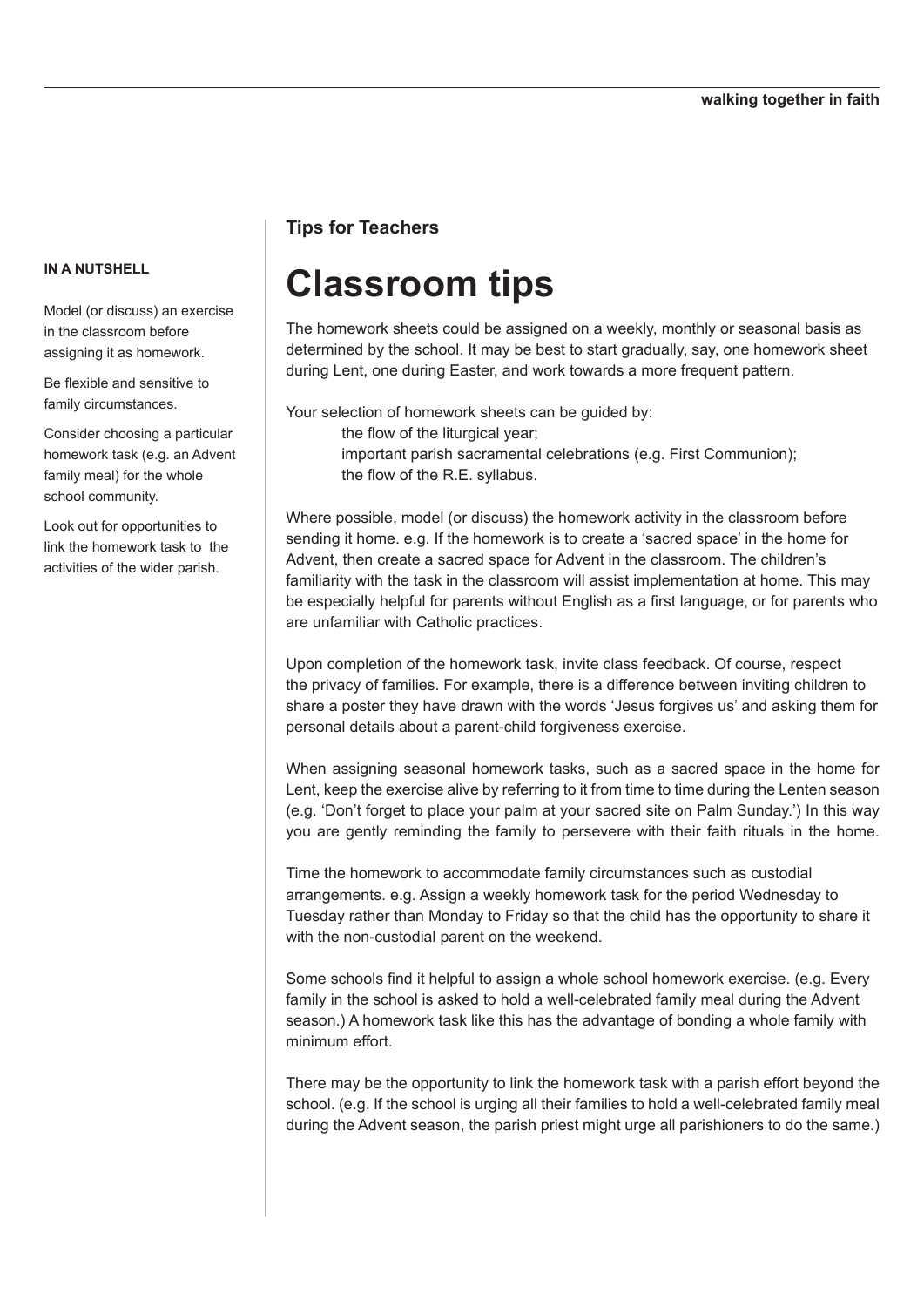**IN A NUTSHELL**

Model (or discuss) an exercise in the classroom before assigning it as homework.

Be flexible and sensitive to family circumstances.

Consider choosing a particular homework task (e.g. an Advent family meal) for the whole school community.

Look out for opportunities to link the homework task to the activities of the wider parish.

**Tips for Teachers**

# Classroom tips

The homework sheets could be assigned on a weekly, monthly or seasonal basis as determined by the school. It may be best to start gradually, say, one homework sheet during Lent, one during Easter, and work towards a more frequent pattern.

Your selection of homework sheets can be guided by:

- the flow of the liturgical year;
- important parish sacramental celebrations (e.g. First Communion);
- the flow of the R.E. syllabus.

Where possible, model (or discuss) the homework activity in the classroom before sending it home. e.g. If the homework is to create a 'sacred space' in the home for Advent, then create a sacred space for Advent in the classroom. The children's familiarity with the task in the classroom will assist implementation at home. This may be especially helpful for parents without English as a first language, or for parents who are unfamiliar with Catholic practices.

Upon completion of the homework task, invite class feedback. Of course, respect the privacy of families. For example, there is a difference between inviting children to share a poster they have drawn with the words 'Jesus forgives us' and asking them for personal details about a parent-child forgiveness exercise.

When assigning seasonal homework tasks, such as a sacred space in the home for Lent, keep the exercise alive by referring to it from time to time during the Lenten season (e.g. 'Don't forget to place your palm at your sacred site on Palm Sunday.') In this way you are gently reminding the family to persevere with their faith rituals in the home.

Time the homework to accommodate family circumstances such as custodial arrangements. e.g. Assign a weekly homework task for the period Wednesday to Tuesday rather than Monday to Friday so that the child has the opportunity to share it with the non-custodial parent on the weekend.

Some schools find it helpful to assign a whole school homework exercise. (e.g. Every family in the school is asked to hold a well-celebrated family meal during the Advent season.) A homework task like this has the advantage of bonding a whole family with minimum effort.

There may be the opportunity to link the homework task with a parish effort beyond the school. (e.g. If the school is urging all their families to hold a well-celebrated family meal during the Advent season, the parish priest might urge all parishioners to do the same.)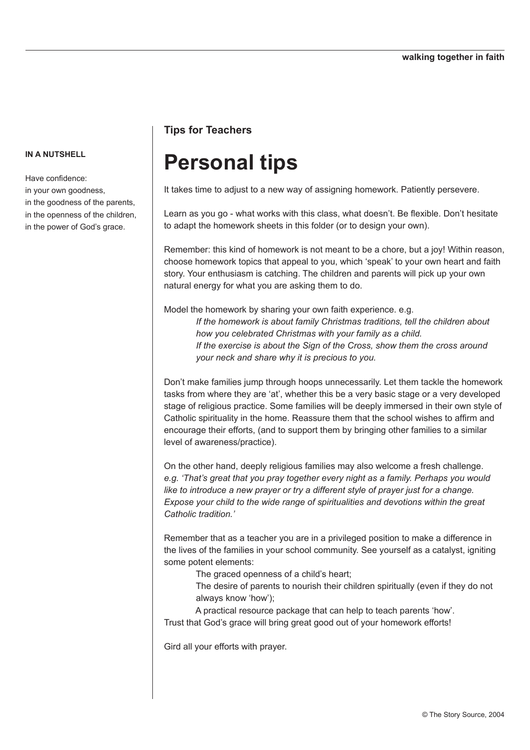**IN A NUTSHELL**

Have confidence:
in your own goodness,
in the goodness of the parents,
in the openness of the children,
in the power of God's grace.

**Tips for Teachers**

# Personal tips

It takes time to adjust to a new way of assigning homework. Patiently persevere.

Learn as you go - what works with this class, what doesn't. Be flexible. Don't hesitate to adapt the homework sheets in this folder (or to design your own).

Remember: this kind of homework is not meant to be a chore, but a joy! Within reason, choose homework topics that appeal to you, which 'speak' to your own heart and faith story. Your enthusiasm is catching. The children and parents will pick up your own natural energy for what you are asking them to do.

Model the homework by sharing your own faith experience. e.g.

> *If the homework is about family Christmas traditions, tell the children about how you celebrated Christmas with your family as a child.*
> *If the exercise is about the Sign of the Cross, show them the cross around your neck and share why it is precious to you.*

Don't make families jump through hoops unnecessarily. Let them tackle the homework tasks from where they are 'at', whether this be a very basic stage or a very developed stage of religious practice. Some families will be deeply immersed in their own style of Catholic spirituality in the home. Reassure them that the school wishes to affirm and encourage their efforts, (and to support them by bringing other families to a similar level of awareness/practice).

On the other hand, deeply religious families may also welcome a fresh challenge. *e.g. 'That's great that you pray together every night as a family. Perhaps you would like to introduce a new prayer or try a different style of prayer just for a change. Expose your child to the wide range of spiritualities and devotions within the great Catholic tradition.'*

Remember that as a teacher you are in a privileged position to make a difference in the lives of the families in your school community. See yourself as a catalyst, igniting some potent elements:

> The graced openness of a child's heart;
> The desire of parents to nourish their children spiritually (even if they do not always know 'how');
> A practical resource package that can help to teach parents 'how'.

Trust that God's grace will bring great good out of your homework efforts!

Gird all your efforts with prayer.

© The Story Source, 2004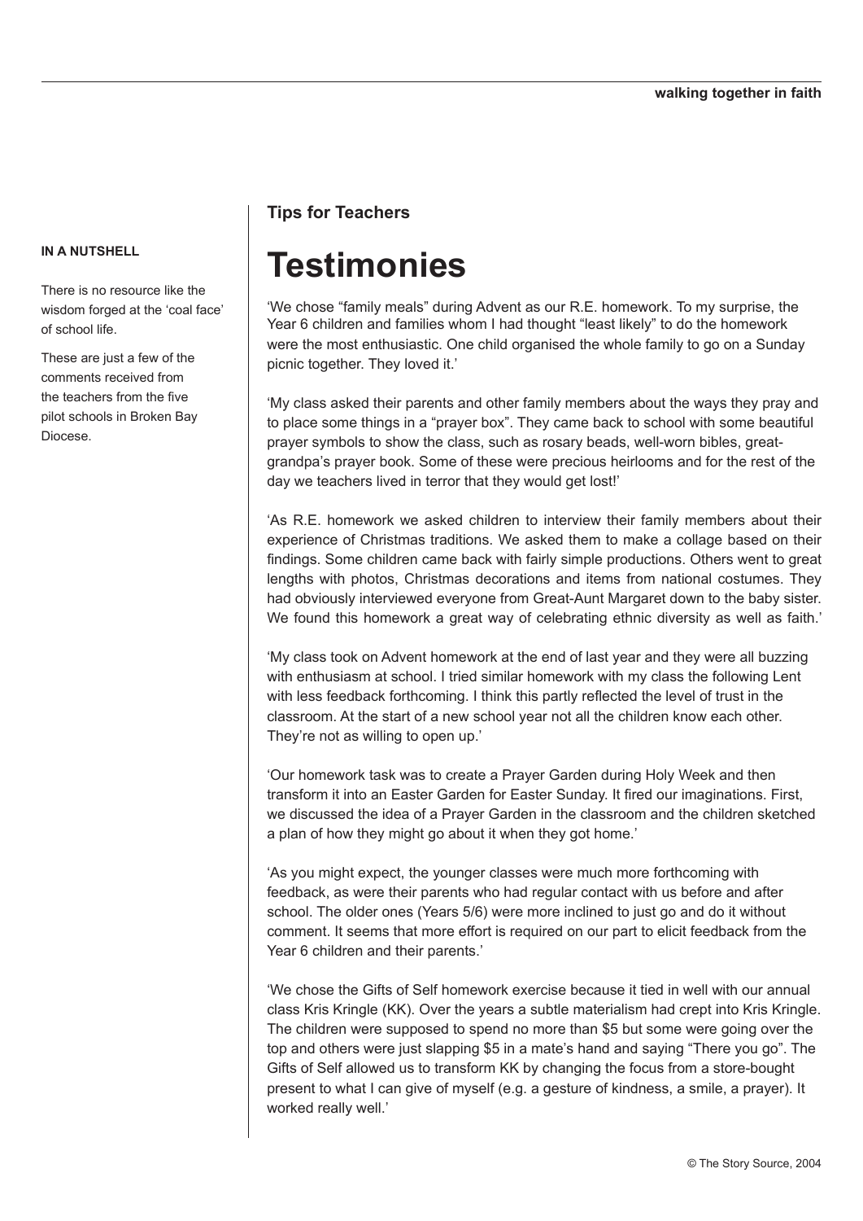**IN A NUTSHELL**

There is no resource like the wisdom forged at the 'coal face' of school life.

These are just a few of the comments received from the teachers from the five pilot schools in Broken Bay Diocese.

### Tips for Teachers

# Testimonies

'We chose "family meals" during Advent as our R.E. homework. To my surprise, the Year 6 children and families whom I had thought "least likely" to do the homework were the most enthusiastic. One child organised the whole family to go on a Sunday picnic together. They loved it.'

'My class asked their parents and other family members about the ways they pray and to place some things in a "prayer box". They came back to school with some beautiful prayer symbols to show the class, such as rosary beads, well-worn bibles, great-grandpa's prayer book. Some of these were precious heirlooms and for the rest of the day we teachers lived in terror that they would get lost!'

'As R.E. homework we asked children to interview their family members about their experience of Christmas traditions. We asked them to make a collage based on their findings. Some children came back with fairly simple productions. Others went to great lengths with photos, Christmas decorations and items from national costumes. They had obviously interviewed everyone from Great-Aunt Margaret down to the baby sister. We found this homework a great way of celebrating ethnic diversity as well as faith.'

'My class took on Advent homework at the end of last year and they were all buzzing with enthusiasm at school. I tried similar homework with my class the following Lent with less feedback forthcoming. I think this partly reflected the level of trust in the classroom. At the start of a new school year not all the children know each other. They're not as willing to open up.'

'Our homework task was to create a Prayer Garden during Holy Week and then transform it into an Easter Garden for Easter Sunday. It fired our imaginations. First, we discussed the idea of a Prayer Garden in the classroom and the children sketched a plan of how they might go about it when they got home.'

'As you might expect, the younger classes were much more forthcoming with feedback, as were their parents who had regular contact with us before and after school. The older ones (Years 5/6) were more inclined to just go and do it without comment. It seems that more effort is required on our part to elicit feedback from the Year 6 children and their parents.'

'We chose the Gifts of Self homework exercise because it tied in well with our annual class Kris Kringle (KK). Over the years a subtle materialism had crept into Kris Kringle. The children were supposed to spend no more than $5 but some were going over the top and others were just slapping $5 in a mate's hand and saying "There you go". The Gifts of Self allowed us to transform KK by changing the focus from a store-bought present to what I can give of myself (e.g. a gesture of kindness, a smile, a prayer). It worked really well.'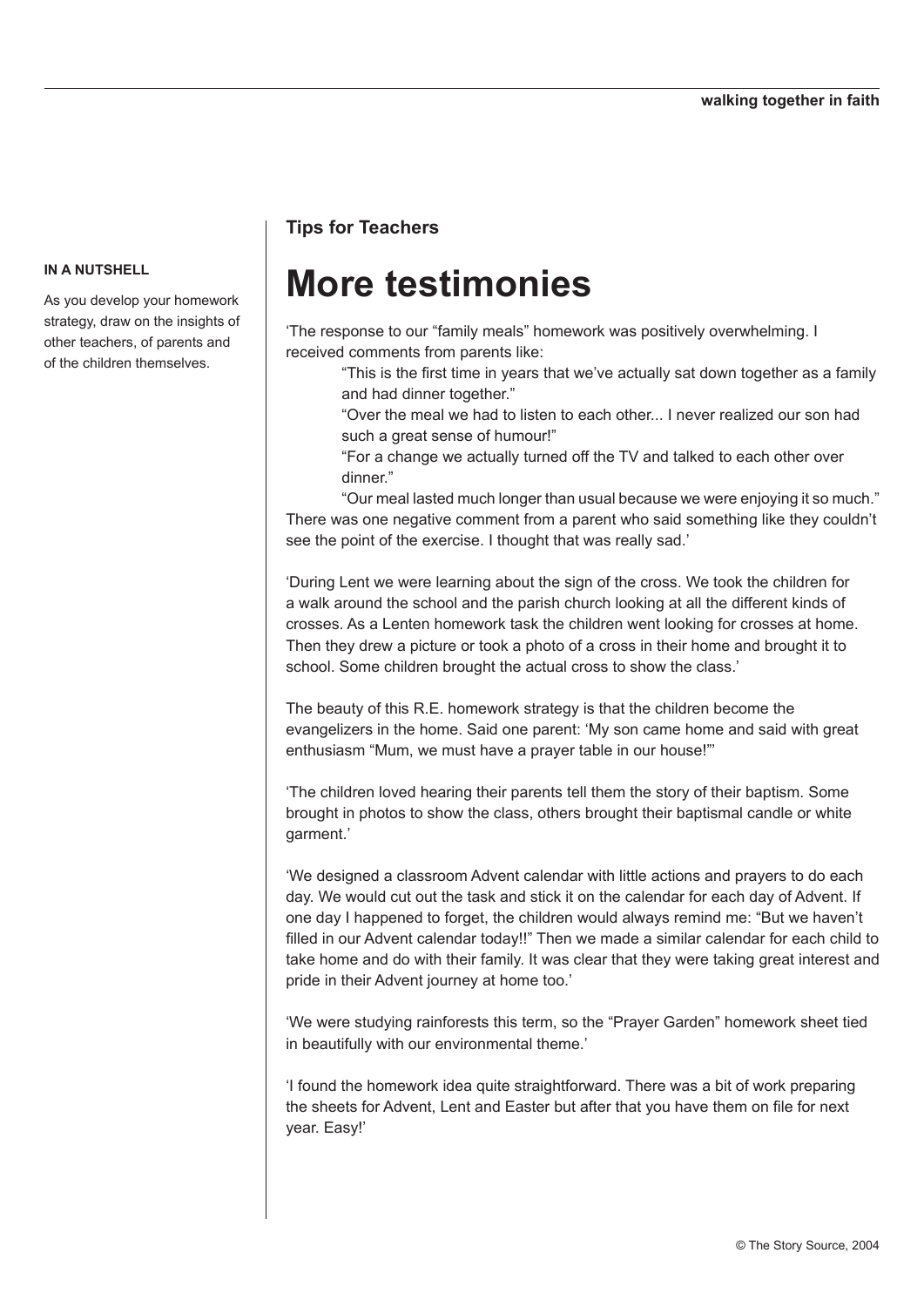**IN A NUTSHELL**

As you develop your homework strategy, draw on the insights of other teachers, of parents and of the children themselves.

**Tips for Teachers**

# More testimonies

‘The response to our “family meals” homework was positively overwhelming. I received comments from parents like:

> “This is the first time in years that we’ve actually sat down together as a family and had dinner together.”
>
> “Over the meal we had to listen to each other... I never realized our son had such a great sense of humour!”
>
> “For a change we actually turned off the TV and talked to each other over dinner.”
>
> “Our meal lasted much longer than usual because we were enjoying it so much.”

There was one negative comment from a parent who said something like they couldn’t see the point of the exercise. I thought that was really sad.’

‘During Lent we were learning about the sign of the cross. We took the children for a walk around the school and the parish church looking at all the different kinds of crosses. As a Lenten homework task the children went looking for crosses at home. Then they drew a picture or took a photo of a cross in their home and brought it to school. Some children brought the actual cross to show the class.’

The beauty of this R.E. homework strategy is that the children become the evangelizers in the home. Said one parent: ‘My son came home and said with great enthusiasm “Mum, we must have a prayer table in our house!”’

‘The children loved hearing their parents tell them the story of their baptism. Some brought in photos to show the class, others brought their baptismal candle or white garment.’

‘We designed a classroom Advent calendar with little actions and prayers to do each day. We would cut out the task and stick it on the calendar for each day of Advent. If one day I happened to forget, the children would always remind me: “But we haven’t filled in our Advent calendar today!!” Then we made a similar calendar for each child to take home and do with their family. It was clear that they were taking great interest and pride in their Advent journey at home too.’

‘We were studying rainforests this term, so the “Prayer Garden” homework sheet tied in beautifully with our environmental theme.’

‘I found the homework idea quite straightforward. There was a bit of work preparing the sheets for Advent, Lent and Easter but after that you have them on file for next year. Easy!’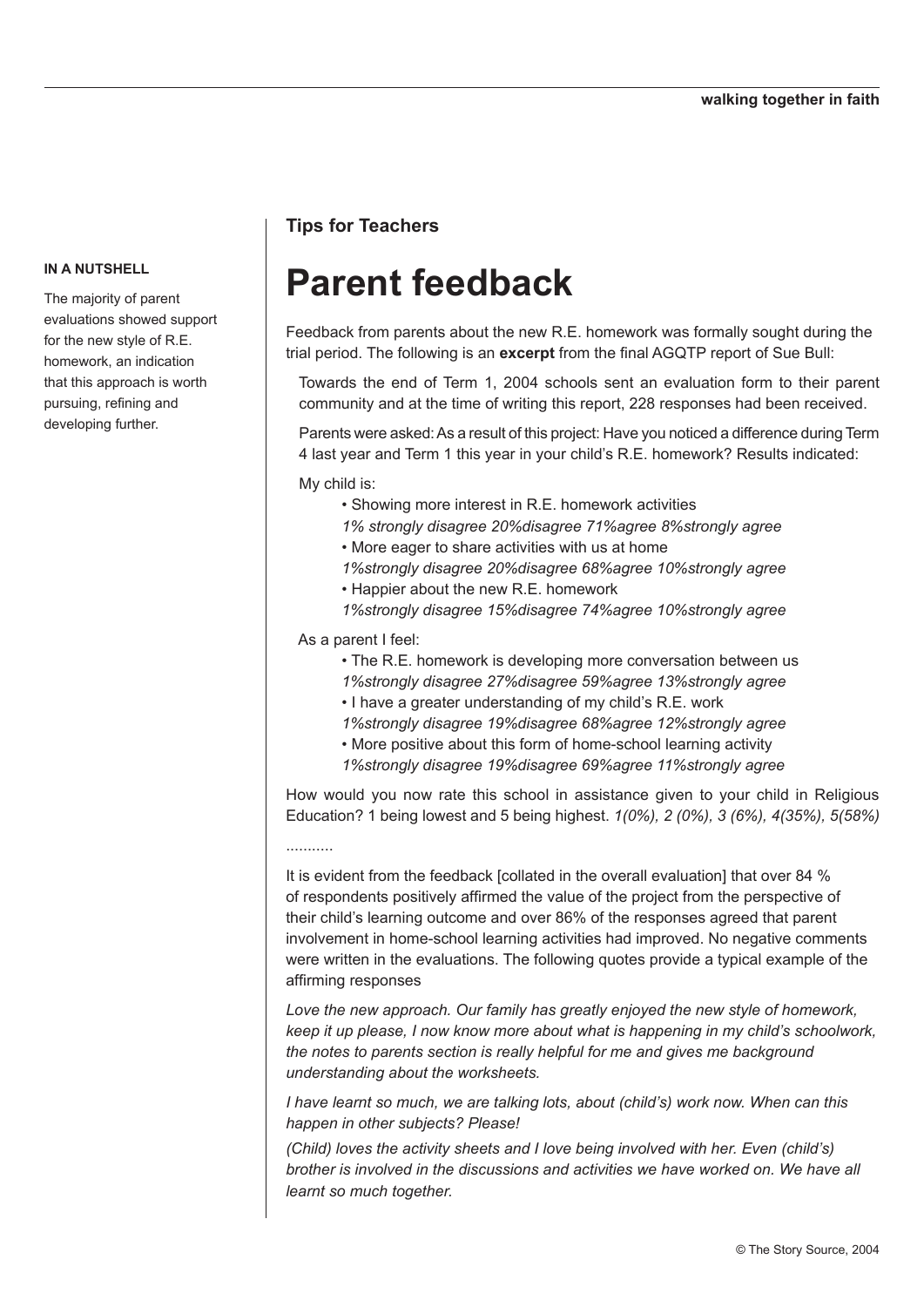**IN A NUTSHELL**

The majority of parent evaluations showed support for the new style of R.E. homework, an indication that this approach is worth pursuing, refining and developing further.

**Tips for Teachers**

# Parent feedback

Feedback from parents about the new R.E. homework was formally sought during the trial period. The following is an **excerpt** from the final AGQTP report of Sue Bull:

> Towards the end of Term 1, 2004 schools sent an evaluation form to their parent community and at the time of writing this report, 228 responses had been received.
>
> Parents were asked: As a result of this project: Have you noticed a difference during Term 4 last year and Term 1 this year in your child's R.E. homework? Results indicated:
>
> My child is:
>
> - Showing more interest in R.E. homework activities
>   *1% strongly disagree 20%disagree 71%agree 8%strongly agree*
> - More eager to share activities with us at home
>   *1%strongly disagree 20%disagree 68%agree 10%strongly agree*
> - Happier about the new R.E. homework
>   *1%strongly disagree 15%disagree 74%agree 10%strongly agree*
>
> As a parent I feel:
>
> - The R.E. homework is developing more conversation between us
>   *1%strongly disagree 27%disagree 59%agree 13%strongly agree*
> - I have a greater understanding of my child's R.E. work
>   *1%strongly disagree 19%disagree 68%agree 12%strongly agree*
> - More positive about this form of home-school learning activity
>   *1%strongly disagree 19%disagree 69%agree 11%strongly agree*

How would you now rate this school in assistance given to your child in Religious Education? 1 being lowest and 5 being highest. *1(0%), 2 (0%), 3 (6%), 4(35%), 5(58%)*

...........

It is evident from the feedback [collated in the overall evaluation] that over 84 % of respondents positively affirmed the value of the project from the perspective of their child's learning outcome and over 86% of the responses agreed that parent involvement in home-school learning activities had improved. No negative comments were written in the evaluations. The following quotes provide a typical example of the affirming responses

*Love the new approach. Our family has greatly enjoyed the new style of homework, keep it up please, I now know more about what is happening in my child's schoolwork, the notes to parents section is really helpful for me and gives me background understanding about the worksheets.*

*I have learnt so much, we are talking lots, about (child's) work now. When can this happen in other subjects? Please!*

*(Child) loves the activity sheets and I love being involved with her. Even (child's) brother is involved in the discussions and activities we have worked on. We have all learnt so much together.*

© The Story Source, 2004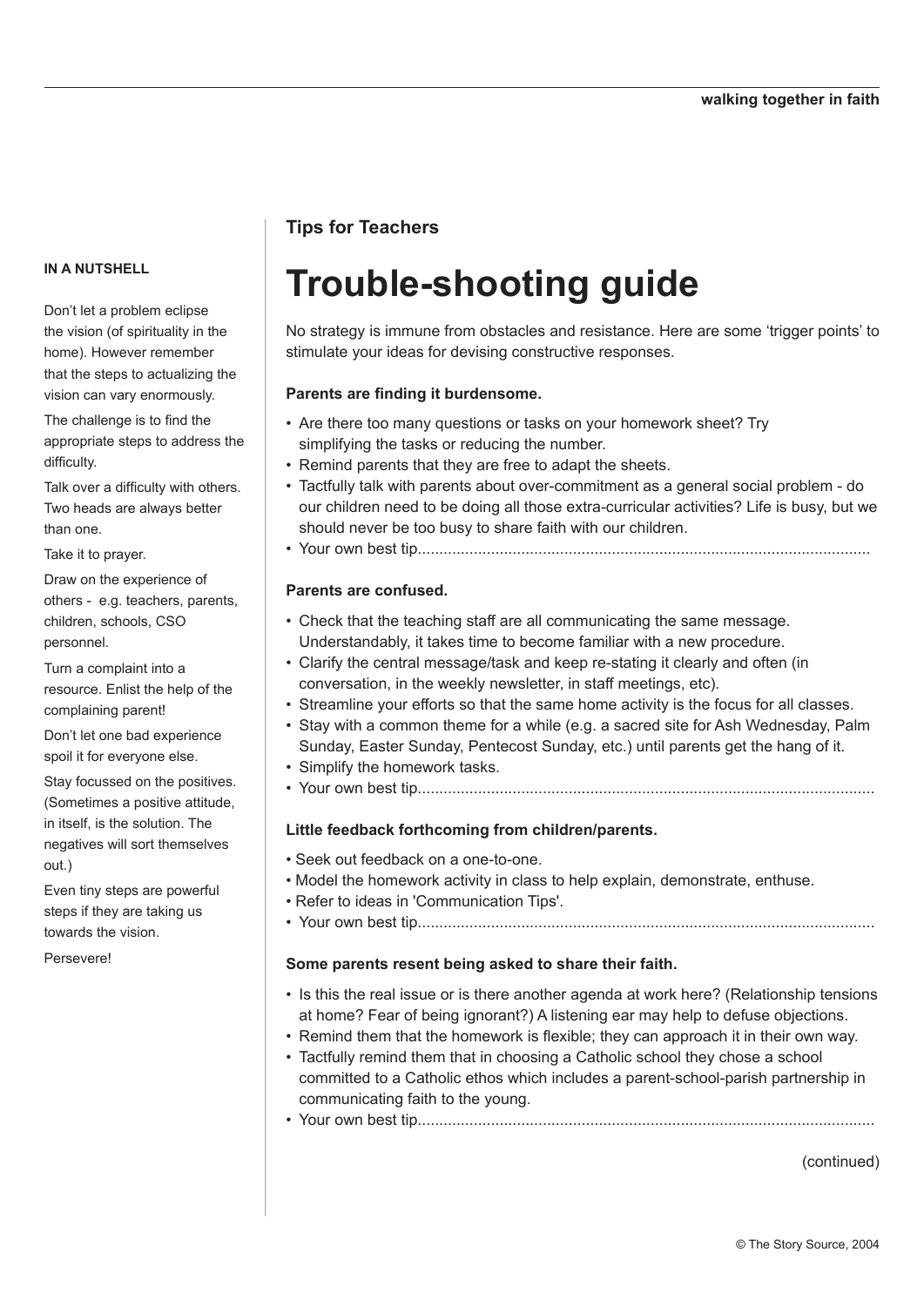**Tips for Teachers**

# Trouble-shooting guide

No strategy is immune from obstacles and resistance. Here are some 'trigger points' to stimulate your ideas for devising constructive responses.

**Parents are finding it burdensome.**

- Are there too many questions or tasks on your homework sheet? Try simplifying the tasks or reducing the number.
- Remind parents that they are free to adapt the sheets.
- Tactfully talk with parents about over-commitment as a general social problem - do our children need to be doing all those extra-curricular activities? Life is busy, but we should never be too busy to share faith with our children.
- Your own best tip.........................................................................................................

**Parents are confused.**

- Check that the teaching staff are all communicating the same message. Understandably, it takes time to become familiar with a new procedure.
- Clarify the central message/task and keep re-stating it clearly and often (in conversation, in the weekly newsletter, in staff meetings, etc).
- Streamline your efforts so that the same home activity is the focus for all classes.
- Stay with a common theme for a while (e.g. a sacred site for Ash Wednesday, Palm Sunday, Easter Sunday, Pentecost Sunday, etc.) until parents get the hang of it.
- Simplify the homework tasks.
- Your own best tip.........................................................................................................

**Little feedback forthcoming from children/parents.**

- Seek out feedback on a one-to-one.
- Model the homework activity in class to help explain, demonstrate, enthuse.
- Refer to ideas in 'Communication Tips'.
- Your own best tip.........................................................................................................

**Some parents resent being asked to share their faith.**

- Is this the real issue or is there another agenda at work here? (Relationship tensions at home? Fear of being ignorant?) A listening ear may help to defuse objections.
- Remind them that the homework is flexible; they can approach it in their own way.
- Tactfully remind them that in choosing a Catholic school they chose a school committed to a Catholic ethos which includes a parent-school-parish partnership in communicating faith to the young.
- Your own best tip.........................................................................................................

(continued)

**IN A NUTSHELL**

Don't let a problem eclipse the vision (of spirituality in the home). However remember that the steps to actualizing the vision can vary enormously.

The challenge is to find the appropriate steps to address the difficulty.

Talk over a difficulty with others. Two heads are always better than one.

Take it to prayer.

Draw on the experience of others - e.g. teachers, parents, children, schools, CSO personnel.

Turn a complaint into a resource. Enlist the help of the complaining parent!

Don't let one bad experience spoil it for everyone else.

Stay focussed on the positives. (Sometimes a positive attitude, in itself, is the solution. The negatives will sort themselves out.)

Even tiny steps are powerful steps if they are taking us towards the vision.

Persevere!

© The Story Source, 2004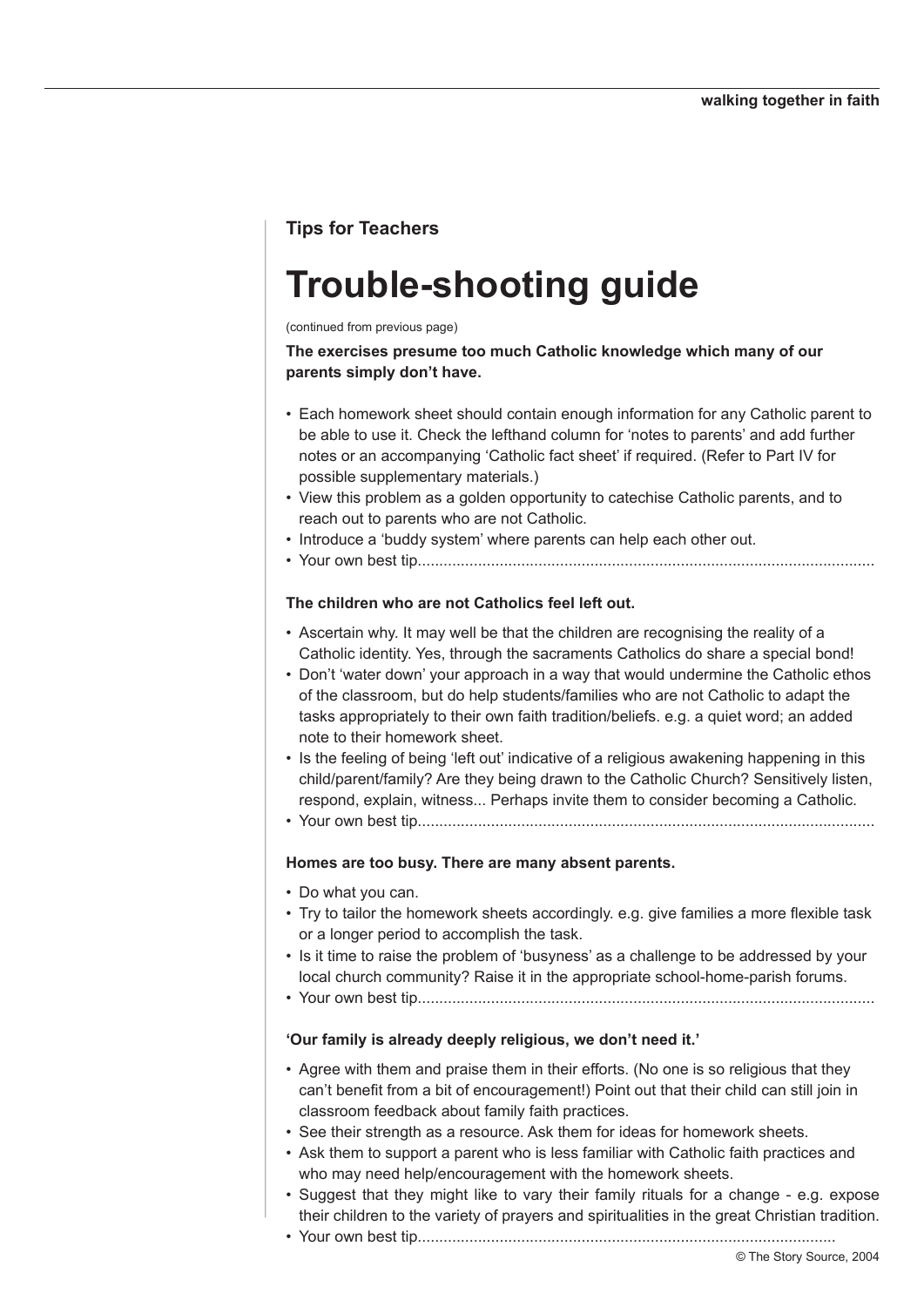**Tips for Teachers**

# Trouble-shooting guide

(continued from previous page)

**The exercises presume too much Catholic knowledge which many of our parents simply don't have.**

- Each homework sheet should contain enough information for any Catholic parent to be able to use it. Check the lefthand column for 'notes to parents' and add further notes or an accompanying 'Catholic fact sheet' if required. (Refer to Part IV for possible supplementary materials.)
- View this problem as a golden opportunity to catechise Catholic parents, and to reach out to parents who are not Catholic.
- Introduce a 'buddy system' where parents can help each other out.
- Your own best tip..........................................................................................................

**The children who are not Catholics feel left out.**

- Ascertain why. It may well be that the children are recognising the reality of a Catholic identity. Yes, through the sacraments Catholics do share a special bond!
- Don't 'water down' your approach in a way that would undermine the Catholic ethos of the classroom, but do help students/families who are not Catholic to adapt the tasks appropriately to their own faith tradition/beliefs. e.g. a quiet word; an added note to their homework sheet.
- Is the feeling of being 'left out' indicative of a religious awakening happening in this child/parent/family? Are they being drawn to the Catholic Church? Sensitively listen, respond, explain, witness... Perhaps invite them to consider becoming a Catholic.
- Your own best tip..........................................................................................................

**Homes are too busy. There are many absent parents.**

- Do what you can.
- Try to tailor the homework sheets accordingly. e.g. give families a more flexible task or a longer period to accomplish the task.
- Is it time to raise the problem of 'busyness' as a challenge to be addressed by your local church community? Raise it in the appropriate school-home-parish forums.
- Your own best tip..........................................................................................................

**'Our family is already deeply religious, we don't need it.'**

- Agree with them and praise them in their efforts. (No one is so religious that they can't benefit from a bit of encouragement!) Point out that their child can still join in classroom feedback about family faith practices.
- See their strength as a resource. Ask them for ideas for homework sheets.
- Ask them to support a parent who is less familiar with Catholic faith practices and who may need help/encouragement with the homework sheets.
- Suggest that they might like to vary their family rituals for a change - e.g. expose their children to the variety of prayers and spiritualities in the great Christian tradition.
- Your own best tip.................................................................................................

© The Story Source, 2004